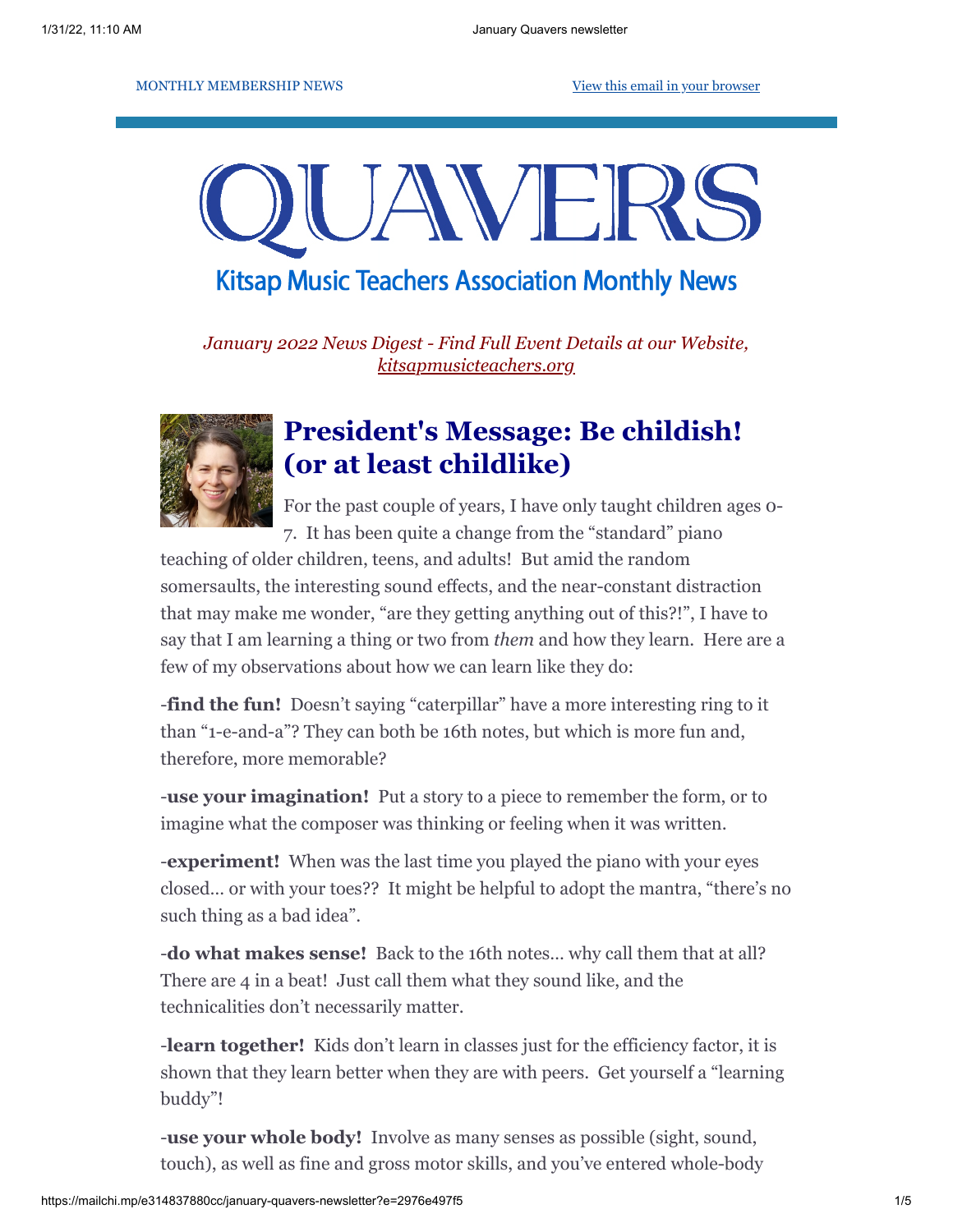MONTHLY MEMBERSHIP NEWS

View this email in your browser

# QUAVERS

## Kitsap Music Teachers Association Monthly News

*January 2022 News Digest - Find Full Event Details at our Website, kitsapmusicteachers.org*

## President's Message: Be childish! (or at least childlike)

For the past couple of years, I have only taught children ages 0-7. It has been quite a change from the "standard" piano teaching of older children, teens, and adults! But amid the random somersaults, the interesting sound effects, and the near-constant distraction that may make me wonder, "are they getting anything out of this?!", I have to say that I am learning a thing or two from *them* and how they learn. Here are a few of my observations about how we can learn like they do:

-**find the fun!** Doesn't saying "caterpillar" have a more interesting ring to it than "1-e-and-a"? They can both be 16th notes, but which is more fun and, therefore, more memorable?

-**use your imagination!** Put a story to a piece to remember the form, or to imagine what the composer was thinking or feeling when it was written.

-**experiment!** When was the last time you played the piano with your eyes closed... or with your toes?? It might be helpful to adopt the mantra, "there's no such thing as a bad idea".

-**do what makes sense!** Back to the 16th notes... why call them that at all? There are 4 in a beat! Just call them what they sound like, and the technicalities don't necessarily matter.

-**learn together!** Kids don't learn in classes just for the efficiency factor, it is shown that they learn better when they are with peers. Get yourself a "learning buddy"!

-**use your whole body!** Involve as many senses as possible (sight, sound, touch), as well as fine and gross motor skills, and you've entered whole-body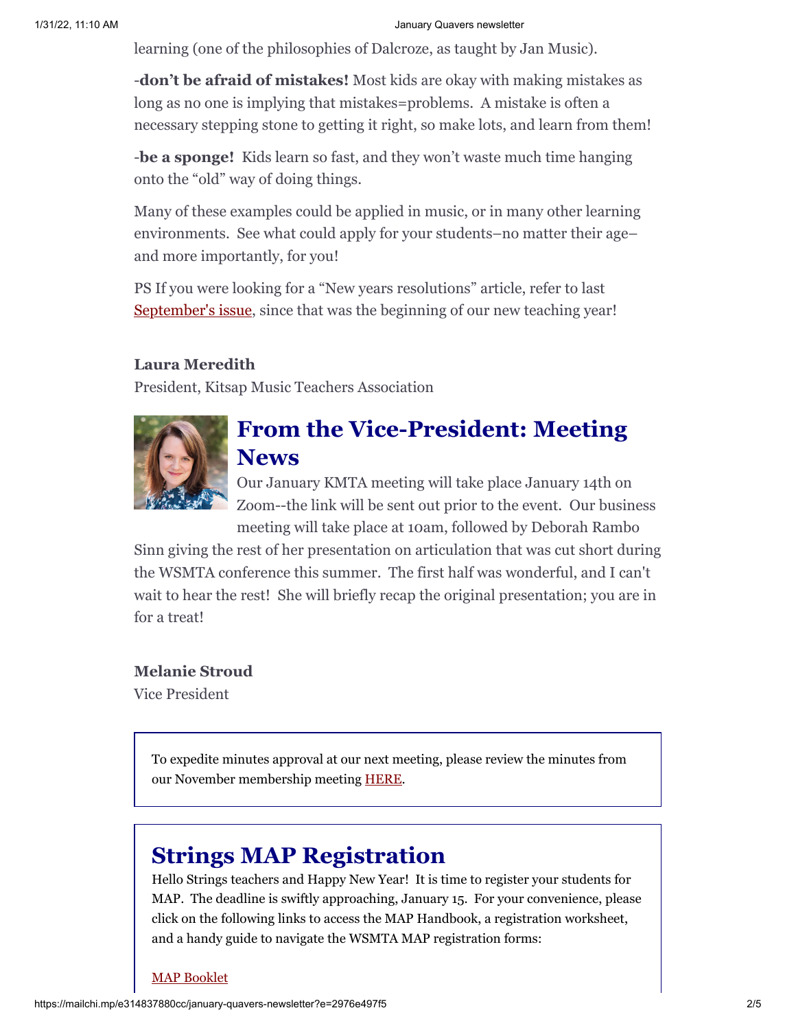learning (one of the philosophies of Dalcroze, as taught by Jan Music).

-**don't be afraid of mistakes!** Most kids are okay with making mistakes as long as no one is implying that mistakes=problems. A mistake is often a necessary stepping stone to getting it right, so make lots, and learn from them!

-**be a sponge!** Kids learn so fast, and they won't waste much time hanging onto the "old" way of doing things.

Many of these examples could be applied in music, or in many other learning environments. See what could apply for your students–no matter their age–and more importantly, for you!

PS If you were looking for a "New years resolutions" article, refer to last September's issue, since that was the beginning of our new teaching year!

**Laura Meredith**
President, Kitsap Music Teachers Association

## From the Vice-President: Meeting News

Our January KMTA meeting will take place January 14th on Zoom--the link will be sent out prior to the event. Our business meeting will take place at 10am, followed by Deborah Rambo Sinn giving the rest of her presentation on articulation that was cut short during the WSMTA conference this summer. The first half was wonderful, and I can't wait to hear the rest! She will briefly recap the original presentation; you are in for a treat!

**Melanie Stroud**
Vice President

To expedite minutes approval at our next meeting, please review the minutes from our November membership meeting HERE.

## Strings MAP Registration

Hello Strings teachers and Happy New Year! It is time to register your students for MAP. The deadline is swiftly approaching, January 15. For your convenience, please click on the following links to access the MAP Handbook, a registration worksheet, and a handy guide to navigate the WSMTA MAP registration forms:

MAP Booklet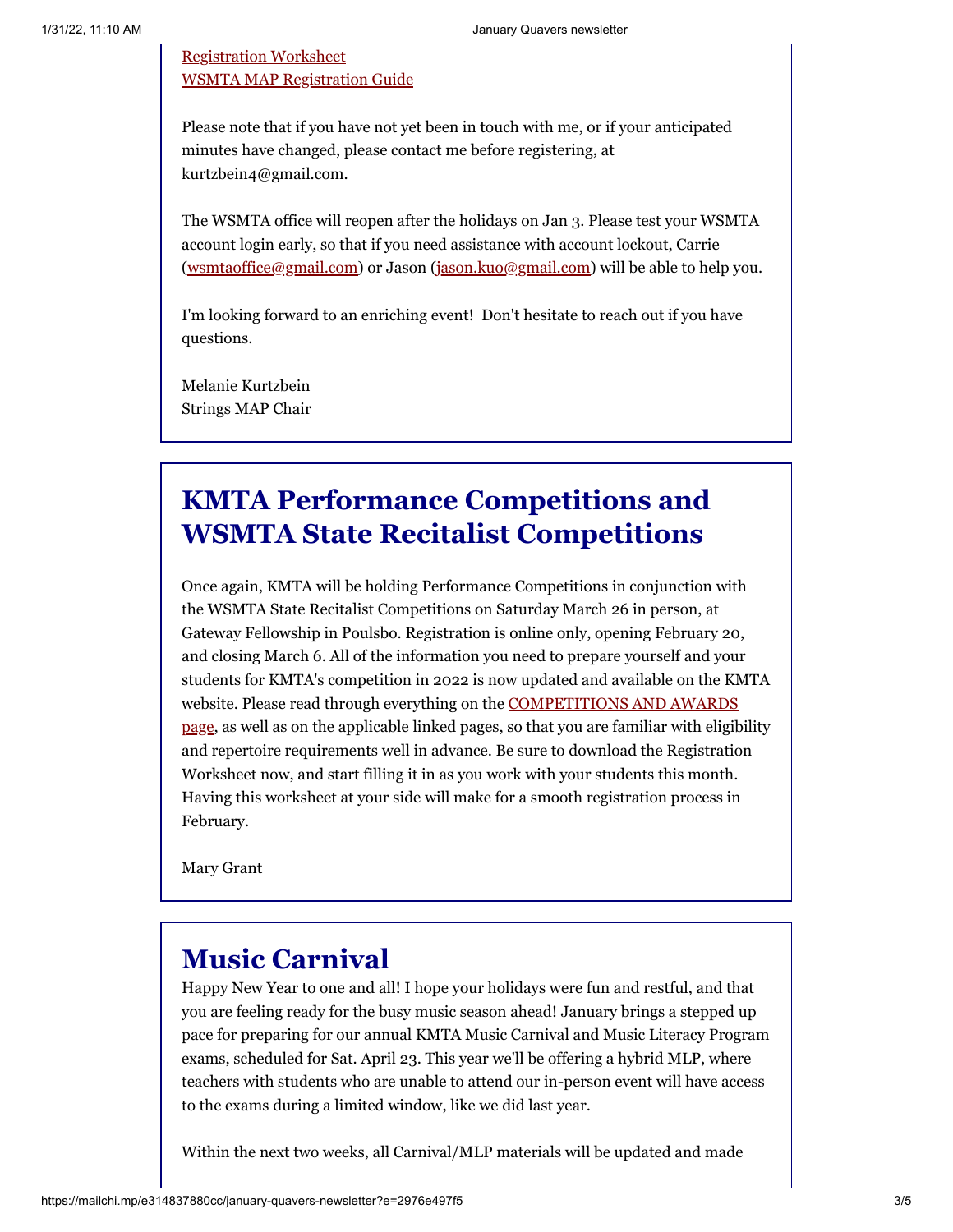[Registration Worksheet](#)
[WSMTA MAP Registration Guide](#)

Please note that if you have not yet been in touch with me, or if your anticipated minutes have changed, please contact me before registering, at kurtzbein4@gmail.com.

The WSMTA office will reopen after the holidays on Jan 3. Please test your WSMTA account login early, so that if you need assistance with account lockout, Carrie (wsmtaoffice@gmail.com) or Jason (jason.kuo@gmail.com) will be able to help you.

I'm looking forward to an enriching event! Don't hesitate to reach out if you have questions.

Melanie Kurtzbein
Strings MAP Chair

## KMTA Performance Competitions and WSMTA State Recitalist Competitions

Once again, KMTA will be holding Performance Competitions in conjunction with the WSMTA State Recitalist Competitions on Saturday March 26 in person, at Gateway Fellowship in Poulsbo. Registration is online only, opening February 20, and closing March 6. All of the information you need to prepare yourself and your students for KMTA's competition in 2022 is now updated and available on the KMTA website. Please read through everything on the [COMPETITIONS AND AWARDS page](#), as well as on the applicable linked pages, so that you are familiar with eligibility and repertoire requirements well in advance. Be sure to download the Registration Worksheet now, and start filling it in as you work with your students this month. Having this worksheet at your side will make for a smooth registration process in February.

Mary Grant

## Music Carnival

Happy New Year to one and all! I hope your holidays were fun and restful, and that you are feeling ready for the busy music season ahead! January brings a stepped up pace for preparing for our annual KMTA Music Carnival and Music Literacy Program exams, scheduled for Sat. April 23. This year we'll be offering a hybrid MLP, where teachers with students who are unable to attend our in-person event will have access to the exams during a limited window, like we did last year.

Within the next two weeks, all Carnival/MLP materials will be updated and made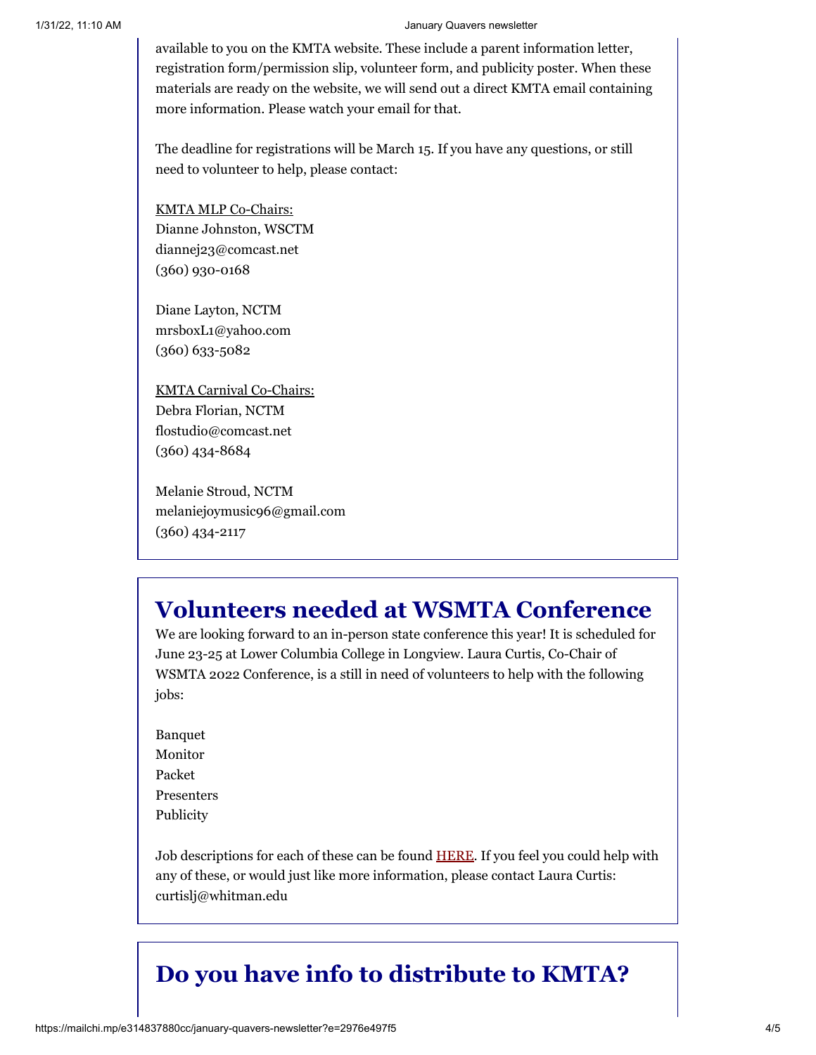available to you on the KMTA website. These include a parent information letter, registration form/permission slip, volunteer form, and publicity poster. When these materials are ready on the website, we will send out a direct KMTA email containing more information. Please watch your email for that.

The deadline for registrations will be March 15. If you have any questions, or still need to volunteer to help, please contact:

KMTA MLP Co-Chairs:
Dianne Johnston, WSCTM
diannej23@comcast.net
(360) 930-0168

Diane Layton, NCTM
mrsboxL1@yahoo.com
(360) 633-5082

KMTA Carnival Co-Chairs:
Debra Florian, NCTM
flostudio@comcast.net
(360) 434-8684

Melanie Stroud, NCTM
melaniejoymusic96@gmail.com
(360) 434-2117

# Volunteers needed at WSMTA Conference

We are looking forward to an in-person state conference this year! It is scheduled for June 23-25 at Lower Columbia College in Longview. Laura Curtis, Co-Chair of WSMTA 2022 Conference, is a still in need of volunteers to help with the following jobs:

Banquet
Monitor
Packet
Presenters
Publicity

Job descriptions for each of these can be found HERE. If you feel you could help with any of these, or would just like more information, please contact Laura Curtis: curtislj@whitman.edu

# Do you have info to distribute to KMTA?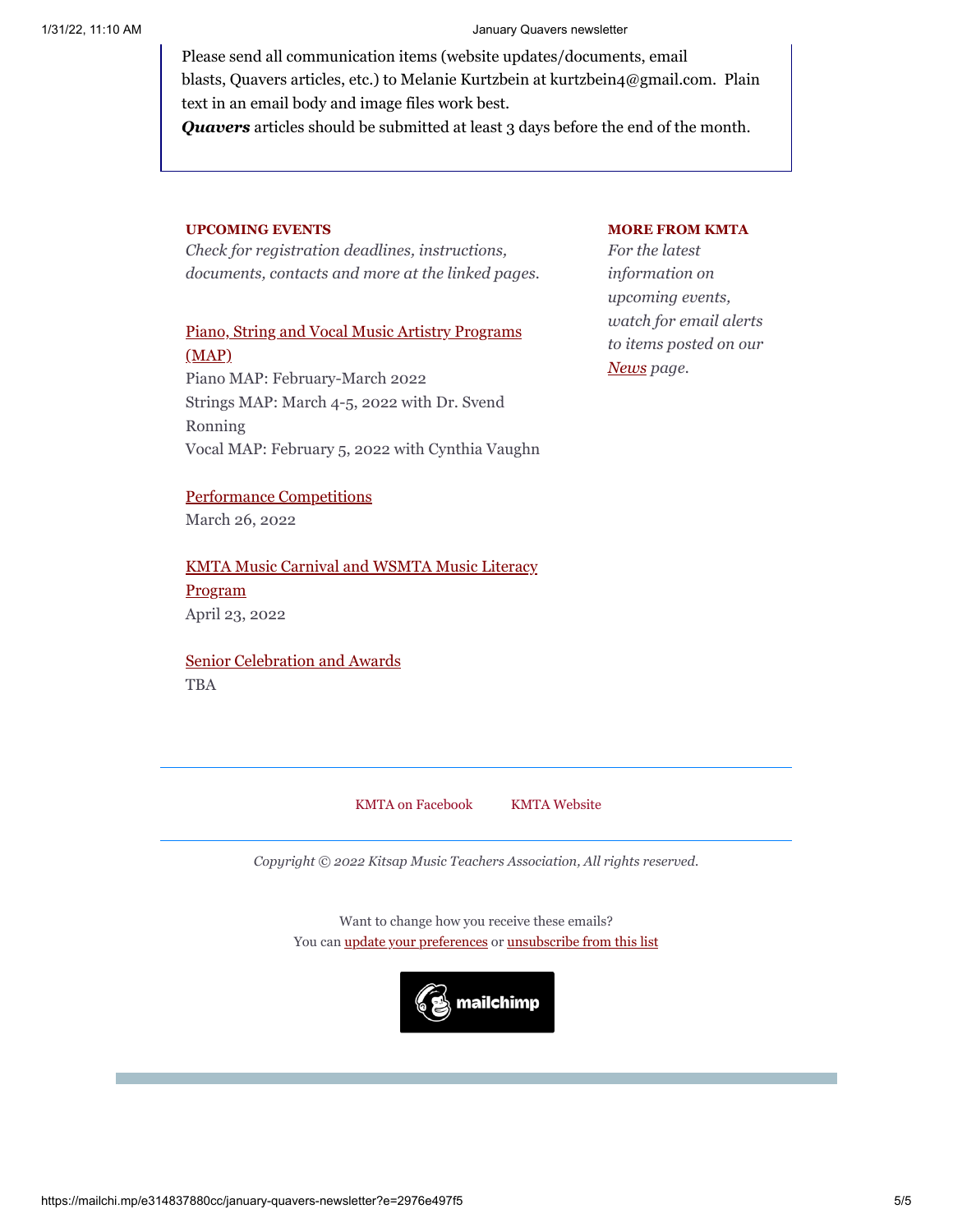Please send all communication items (website updates/documents, email blasts, Quavers articles, etc.) to Melanie Kurtzbein at kurtzbein4@gmail.com. Plain text in an email body and image files work best.
***Quavers*** articles should be submitted at least 3 days before the end of the month.

**UPCOMING EVENTS**

*Check for registration deadlines, instructions, documents, contacts and more at the linked pages.*

Piano, String and Vocal Music Artistry Programs (MAP)
Piano MAP: February-March 2022
Strings MAP: March 4-5, 2022 with Dr. Svend Ronning
Vocal MAP: February 5, 2022 with Cynthia Vaughn

Performance Competitions
March 26, 2022

KMTA Music Carnival and WSMTA Music Literacy Program
April 23, 2022

Senior Celebration and Awards
TBA

**MORE FROM KMTA**

*For the latest information on upcoming events, watch for email alerts to items posted on our **News** page.*

KMTA on Facebook KMTA Website

*Copyright © 2022 Kitsap Music Teachers Association, All rights reserved.*

Want to change how you receive these emails?
You can update your preferences or unsubscribe from this list

mailchimp